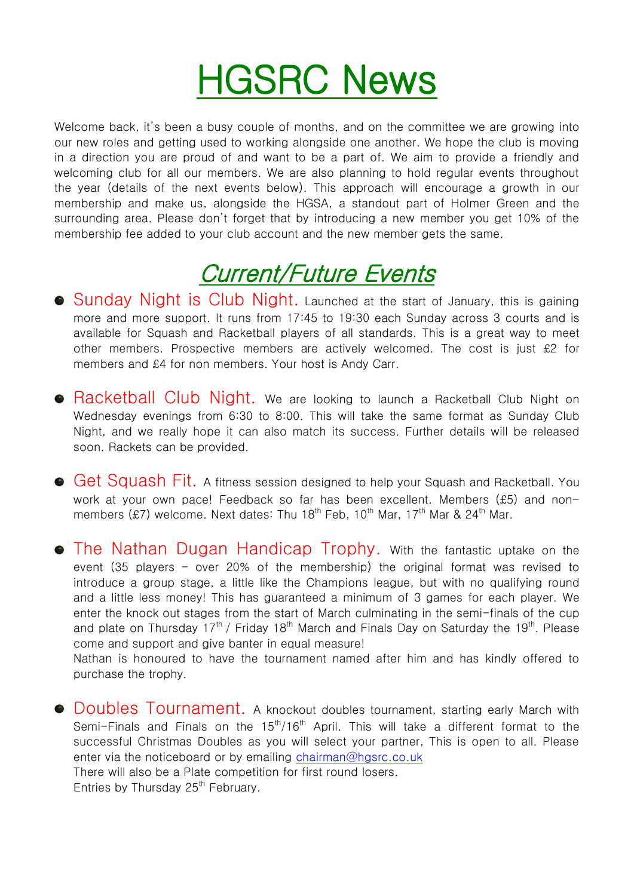# HGSRC News

Welcome back, it's been a busy couple of months, and on the committee we are growing into our new roles and getting used to working alongside one another. We hope the club is moving in a direction you are proud of and want to be a part of. We aim to provide a friendly and welcoming club for all our members. We are also planning to hold regular events throughout the year (details of the next events below). This approach will encourage a growth in our membership and make us, alongside the HGSA, a standout part of Holmer Green and the surrounding area. Please don't forget that by introducing a new member you get 10% of the membership fee added to your club account and the new member gets the same.

## *Current/Future Events*

- **Sunday Night is Club Night.** Launched at the start of January, this is gaining more and more support. It runs from 17:45 to 19:30 each Sunday across 3 courts and is available for Squash and Racketball players of all standards. This is a great way to meet other members. Prospective members are actively welcomed. The cost is just £2 for members and £4 for non members. Your host is Andy Carr.

- **Racketball Club Night.** We are looking to launch a Racketball Club Night on Wednesday evenings from 6:30 to 8:00. This will take the same format as Sunday Club Night, and we really hope it can also match its success. Further details will be released soon. Rackets can be provided.

- **Get Squash Fit.** A fitness session designed to help your Squash and Racketball. You work at your own pace! Feedback so far has been excellent. Members (£5) and non-members (£7) welcome. Next dates: Thu 18th Feb, 10th Mar, 17th Mar & 24th Mar.

- **The Nathan Dugan Handicap Trophy.** With the fantastic uptake on the event (35 players – over 20% of the membership) the original format was revised to introduce a group stage, a little like the Champions league, but with no qualifying round and a little less money! This has guaranteed a minimum of 3 games for each player. We enter the knock out stages from the start of March culminating in the semi-finals of the cup and plate on Thursday 17th / Friday 18th March and Finals Day on Saturday the 19th. Please come and support and give banter in equal measure!
  Nathan is honoured to have the tournament named after him and has kindly offered to purchase the trophy.

- **Doubles Tournament.** A knockout doubles tournament, starting early March with Semi-Finals and Finals on the 15th/16th April. This will take a different format to the successful Christmas Doubles as you will select your partner, This is open to all. Please enter via the noticeboard or by emailing chairman@hgsrc.co.uk
  There will also be a Plate competition for first round losers.
  Entries by Thursday 25th February.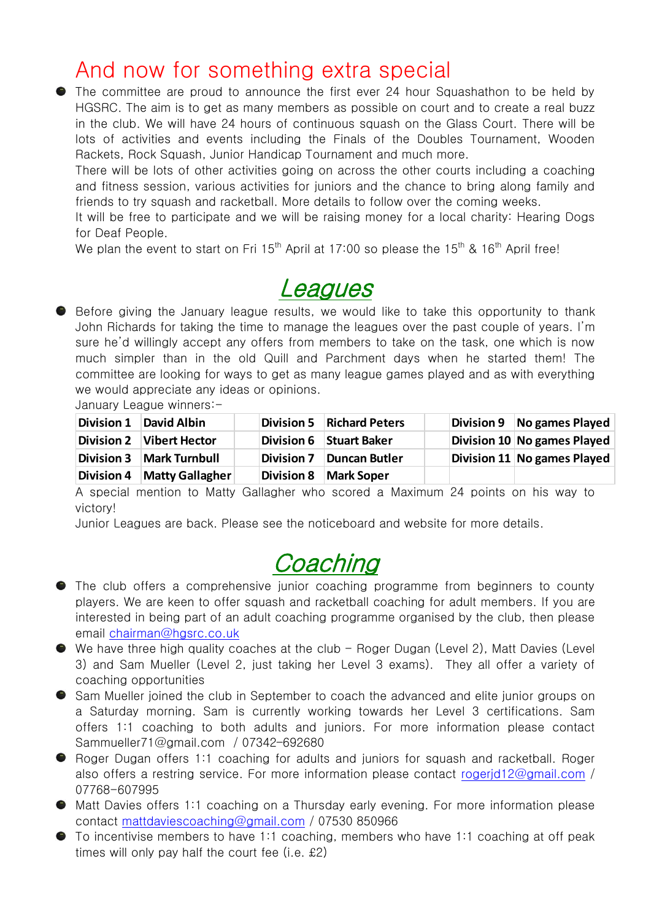## And now for something extra special

- The committee are proud to announce the first ever 24 hour Squashathon to be held by HGSRC. The aim is to get as many members as possible on court and to create a real buzz in the club. We will have 24 hours of continuous squash on the Glass Court. There will be lots of activities and events including the Finals of the Doubles Tournament, Wooden Rackets, Rock Squash, Junior Handicap Tournament and much more.
  There will be lots of other activities going on across the other courts including a coaching and fitness session, various activities for juniors and the chance to bring along family and friends to try squash and racketball. More details to follow over the coming weeks.
  It will be free to participate and we will be raising money for a local charity: Hearing Dogs for Deaf People.
  We plan the event to start on Fri 15th April at 17:00 so please the 15th & 16th April free!

## *Leagues*

- Before giving the January league results, we would like to take this opportunity to thank John Richards for taking the time to manage the leagues over the past couple of years. I'm sure he'd willingly accept any offers from members to take on the task, one which is now much simpler than in the old Quill and Parchment days when he started them! The committee are looking for ways to get as many league games played and as with everything we would appreciate any ideas or opinions.
  January League winners:-

| Division | Winner | | Division | Winner | | Division | Winner |
|---|---|---|---|---|---|---|---|
| **Division 1** | **David Albin** | | **Division 5** | **Richard Peters** | | **Division 9** | **No games Played** |
| **Division 2** | **Vibert Hector** | | **Division 6** | **Stuart Baker** | | **Division 10** | **No games Played** |
| **Division 3** | **Mark Turnbull** | | **Division 7** | **Duncan Butler** | | **Division 11** | **No games Played** |
| **Division 4** | **Matty Gallagher** | | **Division 8** | **Mark Soper** | | | |

  A special mention to Matty Gallagher who scored a Maximum 24 points on his way to victory!
  Junior Leagues are back. Please see the noticeboard and website for more details.

## *Coaching*

- The club offers a comprehensive junior coaching programme from beginners to county players. We are keen to offer squash and racketball coaching for adult members. If you are interested in being part of an adult coaching programme organised by the club, then please email chairman@hgsrc.co.uk
- We have three high quality coaches at the club – Roger Dugan (Level 2), Matt Davies (Level 3) and Sam Mueller (Level 2, just taking her Level 3 exams). They all offer a variety of coaching opportunities
- Sam Mueller joined the club in September to coach the advanced and elite junior groups on a Saturday morning. Sam is currently working towards her Level 3 certifications. Sam offers 1:1 coaching to both adults and juniors. For more information please contact Sammueller71@gmail.com / 07342-692680
- Roger Dugan offers 1:1 coaching for adults and juniors for squash and racketball. Roger also offers a restring service. For more information please contact rogerjd12@gmail.com / 07768-607995
- Matt Davies offers 1:1 coaching on a Thursday early evening. For more information please contact mattdaviescoaching@gmail.com / 07530 850966
- To incentivise members to have 1:1 coaching, members who have 1:1 coaching at off peak times will only pay half the court fee (i.e. £2)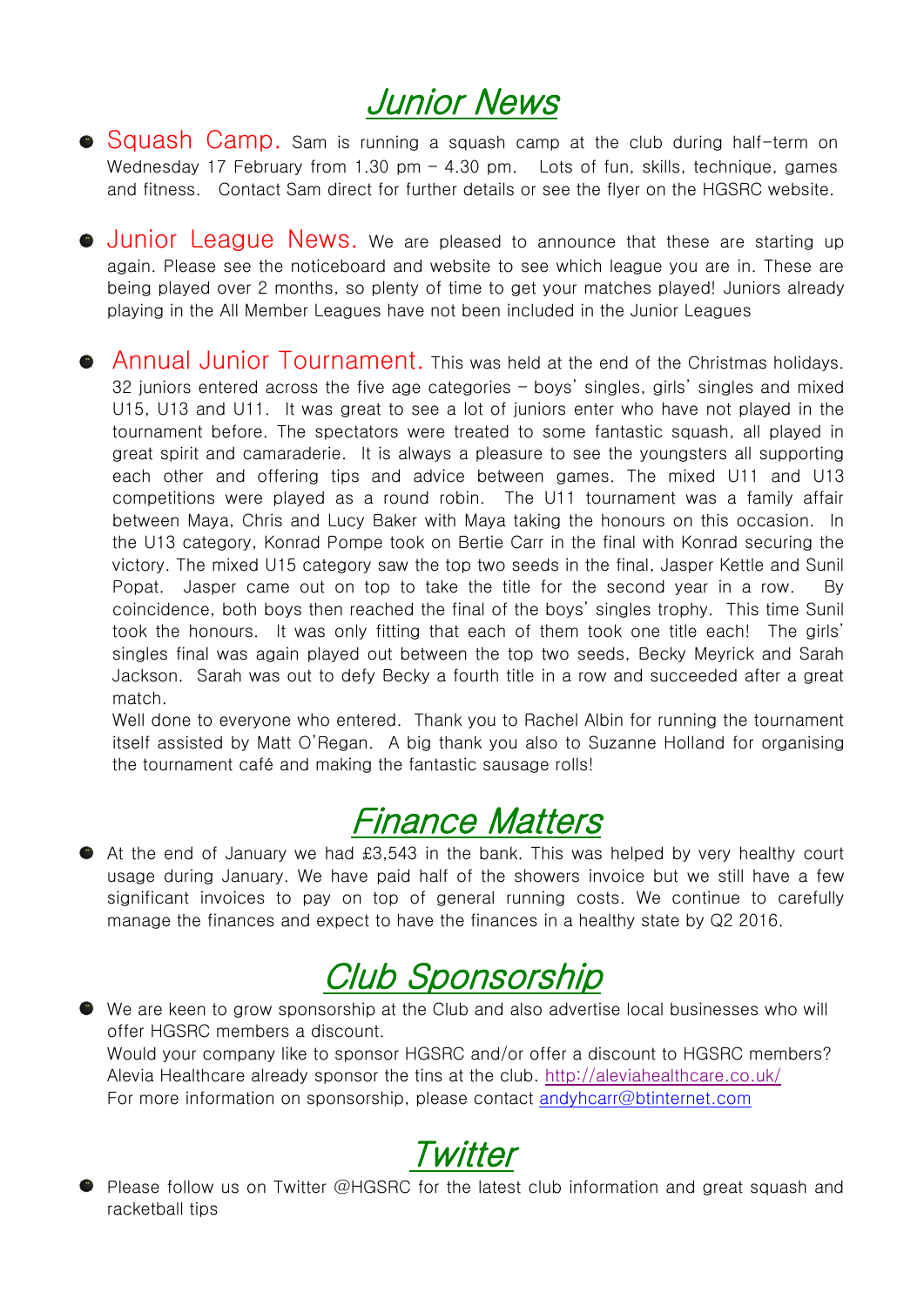# *Junior News*

- **Squash Camp.** Sam is running a squash camp at the club during half-term on Wednesday 17 February from 1.30 pm – 4.30 pm. Lots of fun, skills, technique, games and fitness. Contact Sam direct for further details or see the flyer on the HGSRC website.

- **Junior League News.** We are pleased to announce that these are starting up again. Please see the noticeboard and website to see which league you are in. These are being played over 2 months, so plenty of time to get your matches played! Juniors already playing in the All Member Leagues have not been included in the Junior Leagues

- **Annual Junior Tournament.** This was held at the end of the Christmas holidays. 32 juniors entered across the five age categories – boys' singles, girls' singles and mixed U15, U13 and U11. It was great to see a lot of juniors enter who have not played in the tournament before. The spectators were treated to some fantastic squash, all played in great spirit and camaraderie. It is always a pleasure to see the youngsters all supporting each other and offering tips and advice between games. The mixed U11 and U13 competitions were played as a round robin. The U11 tournament was a family affair between Maya, Chris and Lucy Baker with Maya taking the honours on this occasion. In the U13 category, Konrad Pompe took on Bertie Carr in the final with Konrad securing the victory. The mixed U15 category saw the top two seeds in the final, Jasper Kettle and Sunil Popat. Jasper came out on top to take the title for the second year in a row. By coincidence, both boys then reached the final of the boys' singles trophy. This time Sunil took the honours. It was only fitting that each of them took one title each! The girls' singles final was again played out between the top two seeds, Becky Meyrick and Sarah Jackson. Sarah was out to defy Becky a fourth title in a row and succeeded after a great match.

  Well done to everyone who entered. Thank you to Rachel Albin for running the tournament itself assisted by Matt O'Regan. A big thank you also to Suzanne Holland for organising the tournament café and making the fantastic sausage rolls!

# *Finance Matters*

- At the end of January we had £3,543 in the bank. This was helped by very healthy court usage during January. We have paid half of the showers invoice but we still have a few significant invoices to pay on top of general running costs. We continue to carefully manage the finances and expect to have the finances in a healthy state by Q2 2016.

# *Club Sponsorship*

- We are keen to grow sponsorship at the Club and also advertise local businesses who will offer HGSRC members a discount.
  Would your company like to sponsor HGSRC and/or offer a discount to HGSRC members? Alevia Healthcare already sponsor the tins at the club. http://aleviahealthcare.co.uk/
  For more information on sponsorship, please contact andyhcarr@btinternet.com

# *Twitter*

- Please follow us on Twitter @HGSRC for the latest club information and great squash and racketball tips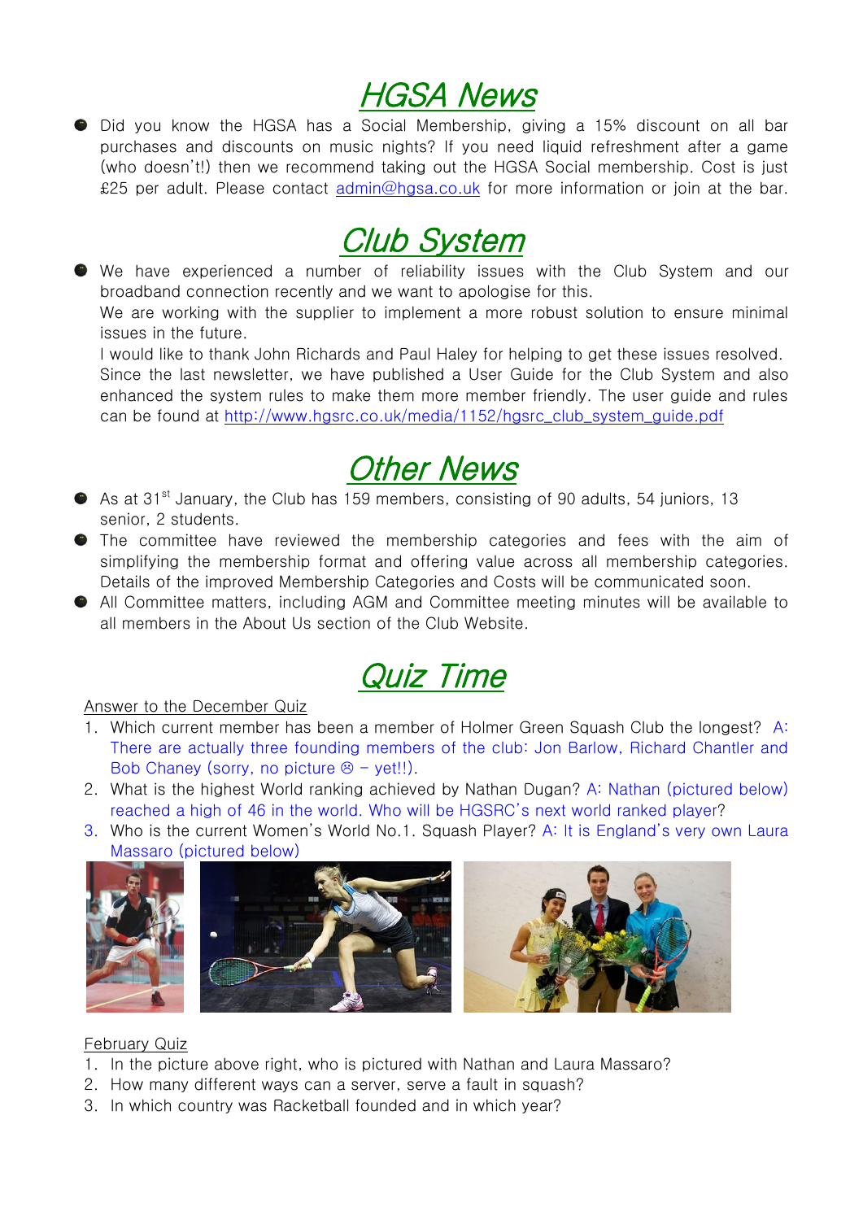# HGSA News

- Did you know the HGSA has a Social Membership, giving a 15% discount on all bar purchases and discounts on music nights? If you need liquid refreshment after a game (who doesn't!) then we recommend taking out the HGSA Social membership. Cost is just £25 per adult. Please contact admin@hgsa.co.uk for more information or join at the bar.

# Club System

- We have experienced a number of reliability issues with the Club System and our broadband connection recently and we want to apologise for this.
  We are working with the supplier to implement a more robust solution to ensure minimal issues in the future.
  I would like to thank John Richards and Paul Haley for helping to get these issues resolved.
  Since the last newsletter, we have published a User Guide for the Club System and also enhanced the system rules to make them more member friendly. The user guide and rules can be found at http://www.hgsrc.co.uk/media/1152/hgsrc_club_system_guide.pdf

# Other News

- As at 31st January, the Club has 159 members, consisting of 90 adults, 54 juniors, 13 senior, 2 students.
- The committee have reviewed the membership categories and fees with the aim of simplifying the membership format and offering value across all membership categories. Details of the improved Membership Categories and Costs will be communicated soon.
- All Committee matters, including AGM and Committee meeting minutes will be available to all members in the About Us section of the Club Website.

# Quiz Time

Answer to the December Quiz

1. Which current member has been a member of Holmer Green Squash Club the longest? A: There are actually three founding members of the club: Jon Barlow, Richard Chantler and Bob Chaney (sorry, no picture ☹ – yet!!).
2. What is the highest World ranking achieved by Nathan Dugan? A: Nathan (pictured below) reached a high of 46 in the world. Who will be HGSRC's next world ranked player?
3. Who is the current Women's World No.1. Squash Player? A: It is England's very own Laura Massaro (pictured below)

February Quiz

1. In the picture above right, who is pictured with Nathan and Laura Massaro?
2. How many different ways can a server, serve a fault in squash?
3. In which country was Racketball founded and in which year?